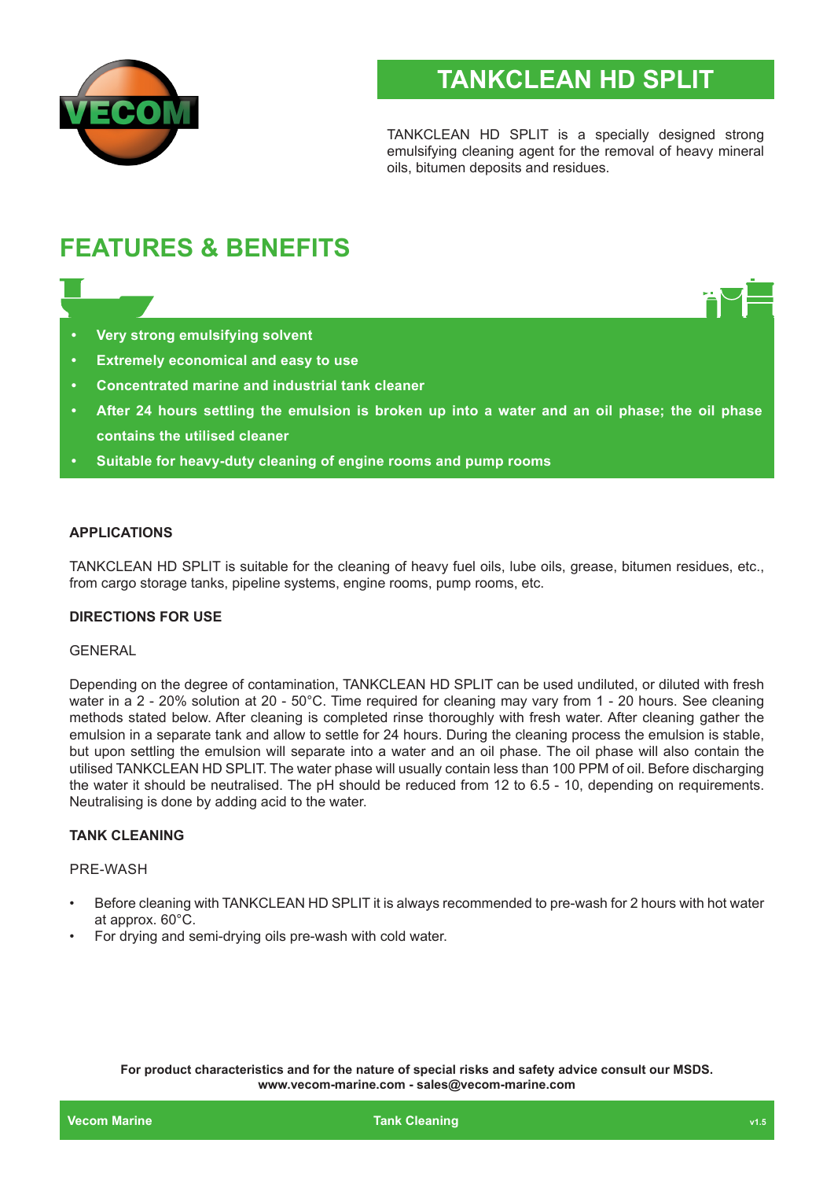# TANKCLEAN HD SPLIT

TANKCLEAN HD SPLIT is a specially designed strong emulsifying cleaning agent for the removal of heavy mineral oils, bitumen deposits and residues.

## FEATURES & BENEFITS

- **Very strong emulsifying solvent**
- **Extremely economical and easy to use**
- **Concentrated marine and industrial tank cleaner**
- **After 24 hours settling the emulsion is broken up into a water and an oil phase; the oil phase contains the utilised cleaner**
- **Suitable for heavy-duty cleaning of engine rooms and pump rooms**

### APPLICATIONS

TANKCLEAN HD SPLIT is suitable for the cleaning of heavy fuel oils, lube oils, grease, bitumen residues, etc., from cargo storage tanks, pipeline systems, engine rooms, pump rooms, etc.

### DIRECTIONS FOR USE

GENERAL

Depending on the degree of contamination, TANKCLEAN HD SPLIT can be used undiluted, or diluted with fresh water in a 2 - 20% solution at 20 - 50°C. Time required for cleaning may vary from 1 - 20 hours. See cleaning methods stated below. After cleaning is completed rinse thoroughly with fresh water. After cleaning gather the emulsion in a separate tank and allow to settle for 24 hours. During the cleaning process the emulsion is stable, but upon settling the emulsion will separate into a water and an oil phase. The oil phase will also contain the utilised TANKCLEAN HD SPLIT. The water phase will usually contain less than 100 PPM of oil. Before discharging the water it should be neutralised. The pH should be reduced from 12 to 6.5 - 10, depending on requirements. Neutralising is done by adding acid to the water.

### TANK CLEANING

PRE-WASH

- Before cleaning with TANKCLEAN HD SPLIT it is always recommended to pre-wash for 2 hours with hot water at approx. 60°C.
- For drying and semi-drying oils pre-wash with cold water.

**For product characteristics and for the nature of special risks and safety advice consult our MSDS.**
**www.vecom-marine.com - sales@vecom-marine.com**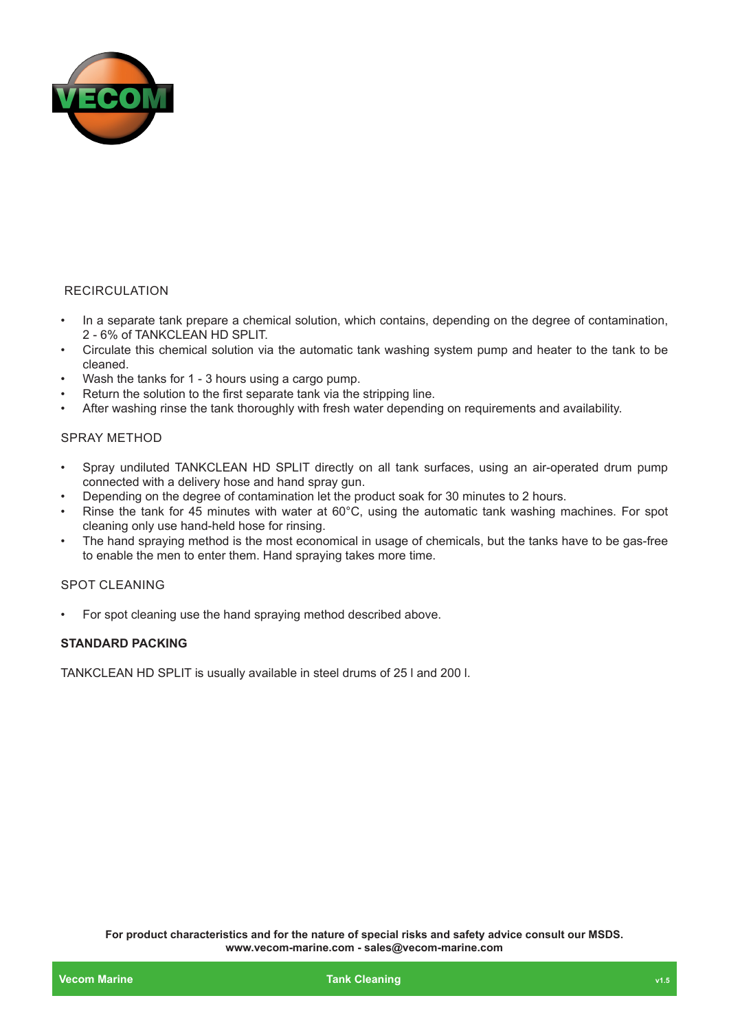## RECIRCULATION

- In a separate tank prepare a chemical solution, which contains, depending on the degree of contamination, 2 - 6% of TANKCLEAN HD SPLIT.
- Circulate this chemical solution via the automatic tank washing system pump and heater to the tank to be cleaned.
- Wash the tanks for 1 - 3 hours using a cargo pump.
- Return the solution to the first separate tank via the stripping line.
- After washing rinse the tank thoroughly with fresh water depending on requirements and availability.

## SPRAY METHOD

- Spray undiluted TANKCLEAN HD SPLIT directly on all tank surfaces, using an air-operated drum pump connected with a delivery hose and hand spray gun.
- Depending on the degree of contamination let the product soak for 30 minutes to 2 hours.
- Rinse the tank for 45 minutes with water at 60°C, using the automatic tank washing machines. For spot cleaning only use hand-held hose for rinsing.
- The hand spraying method is the most economical in usage of chemicals, but the tanks have to be gas-free to enable the men to enter them. Hand spraying takes more time.

## SPOT CLEANING

- For spot cleaning use the hand spraying method described above.

## STANDARD PACKING

TANKCLEAN HD SPLIT is usually available in steel drums of 25 l and 200 l.

**For product characteristics and for the nature of special risks and safety advice consult our MSDS.**
**www.vecom-marine.com - sales@vecom-marine.com**